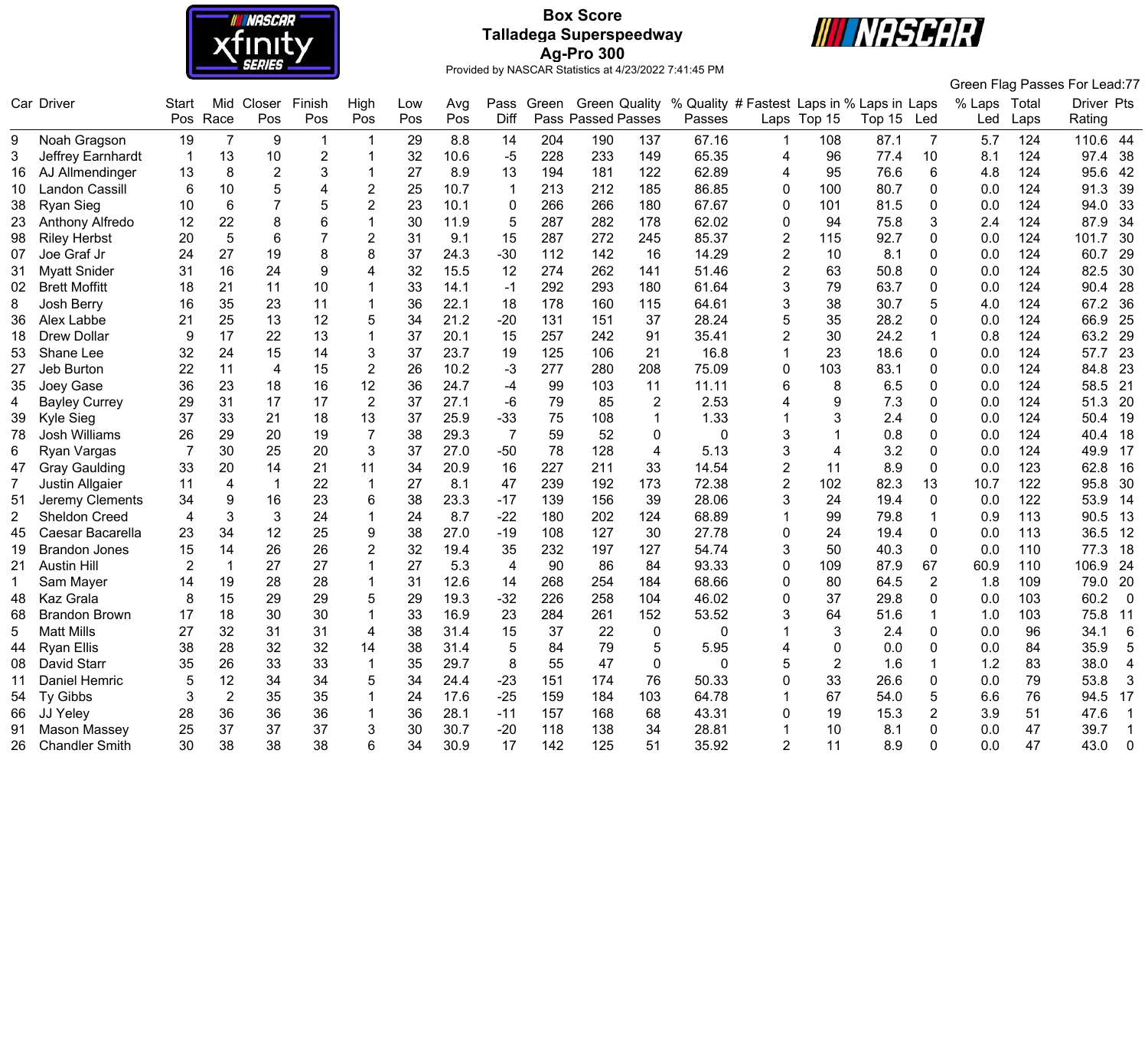# Box Score
## Talladega Superspeedway
## Ag-Pro 300

Provided by NASCAR Statistics at 4/23/2022 7:41:45 PM

Green Flag Passes For Lead:77

| Car | Driver | Start Pos | Mid Race | Closer Pos | Finish Pos | High Pos | Low Pos | Avg Pos | Pass Diff | Green Pass | Green Passed | Quality Passes | % Quality Passes | # Fastest Laps | Laps in Top 15 | % Laps in Top 15 | Laps Led | % Laps Led | Total Laps | Driver Rating | Pts |
|---|---|---|---|---|---|---|---|---|---|---|---|---|---|---|---|---|---|---|---|---|---|
| 9 | Noah Gragson | 19 | 7 | 9 | 1 | 1 | 29 | 8.8 | 14 | 204 | 190 | 137 | 67.16 | 1 | 108 | 87.1 | 7 | 5.7 | 124 | 110.6 | 44 |
| 3 | Jeffrey Earnhardt | 1 | 13 | 10 | 2 | 1 | 32 | 10.6 | -5 | 228 | 233 | 149 | 65.35 | 4 | 96 | 77.4 | 10 | 8.1 | 124 | 97.4 | 38 |
| 16 | AJ Allmendinger | 13 | 8 | 2 | 3 | 1 | 27 | 8.9 | 13 | 194 | 181 | 122 | 62.89 | 4 | 95 | 76.6 | 6 | 4.8 | 124 | 95.6 | 42 |
| 10 | Landon Cassill | 6 | 10 | 5 | 4 | 2 | 25 | 10.7 | 1 | 213 | 212 | 185 | 86.85 | 0 | 100 | 80.7 | 0 | 0.0 | 124 | 91.3 | 39 |
| 38 | Ryan Sieg | 10 | 6 | 7 | 5 | 2 | 23 | 10.1 | 0 | 266 | 266 | 180 | 67.67 | 0 | 101 | 81.5 | 0 | 0.0 | 124 | 94.0 | 33 |
| 23 | Anthony Alfredo | 12 | 22 | 8 | 6 | 1 | 30 | 11.9 | 5 | 287 | 282 | 178 | 62.02 | 0 | 94 | 75.8 | 3 | 2.4 | 124 | 87.9 | 34 |
| 98 | Riley Herbst | 20 | 5 | 6 | 7 | 2 | 31 | 9.1 | 15 | 287 | 272 | 245 | 85.37 | 2 | 115 | 92.7 | 0 | 0.0 | 124 | 101.7 | 30 |
| 07 | Joe Graf Jr | 24 | 27 | 19 | 8 | 8 | 37 | 24.3 | -30 | 112 | 142 | 16 | 14.29 | 2 | 10 | 8.1 | 0 | 0.0 | 124 | 60.7 | 29 |
| 31 | Myatt Snider | 31 | 16 | 24 | 9 | 4 | 32 | 15.5 | 12 | 274 | 262 | 141 | 51.46 | 2 | 63 | 50.8 | 0 | 0.0 | 124 | 82.5 | 30 |
| 02 | Brett Moffitt | 18 | 21 | 11 | 10 | 1 | 33 | 14.1 | -1 | 292 | 293 | 180 | 61.64 | 3 | 79 | 63.7 | 0 | 0.0 | 124 | 90.4 | 28 |
| 8 | Josh Berry | 16 | 35 | 23 | 11 | 1 | 36 | 22.1 | 18 | 178 | 160 | 115 | 64.61 | 3 | 38 | 30.7 | 5 | 4.0 | 124 | 67.2 | 36 |
| 36 | Alex Labbe | 21 | 25 | 13 | 12 | 5 | 34 | 21.2 | -20 | 131 | 151 | 37 | 28.24 | 5 | 35 | 28.2 | 0 | 0.0 | 124 | 66.9 | 25 |
| 18 | Drew Dollar | 9 | 17 | 22 | 13 | 1 | 37 | 20.1 | 15 | 257 | 242 | 91 | 35.41 | 2 | 30 | 24.2 | 1 | 0.8 | 124 | 63.2 | 29 |
| 53 | Shane Lee | 32 | 24 | 15 | 14 | 3 | 37 | 23.7 | 19 | 125 | 106 | 21 | 16.8 | 1 | 23 | 18.6 | 0 | 0.0 | 124 | 57.7 | 23 |
| 27 | Jeb Burton | 22 | 11 | 4 | 15 | 2 | 26 | 10.2 | -3 | 277 | 280 | 208 | 75.09 | 0 | 103 | 83.1 | 0 | 0.0 | 124 | 84.8 | 23 |
| 35 | Joey Gase | 36 | 23 | 18 | 16 | 12 | 36 | 24.7 | -4 | 99 | 103 | 11 | 11.11 | 6 | 8 | 6.5 | 0 | 0.0 | 124 | 58.5 | 21 |
| 4 | Bayley Currey | 29 | 31 | 17 | 17 | 2 | 37 | 27.1 | -6 | 79 | 85 | 2 | 2.53 | 4 | 9 | 7.3 | 0 | 0.0 | 124 | 51.3 | 20 |
| 39 | Kyle Sieg | 37 | 33 | 21 | 18 | 13 | 37 | 25.9 | -33 | 75 | 108 | 1 | 1.33 | 1 | 3 | 2.4 | 0 | 0.0 | 124 | 50.4 | 19 |
| 78 | Josh Williams | 26 | 29 | 20 | 19 | 7 | 38 | 29.3 | 7 | 59 | 52 | 0 | 0 | 3 | 1 | 0.8 | 0 | 0.0 | 124 | 40.4 | 18 |
| 6 | Ryan Vargas | 7 | 30 | 25 | 20 | 3 | 37 | 27.0 | -50 | 78 | 128 | 4 | 5.13 | 3 | 4 | 3.2 | 0 | 0.0 | 124 | 49.9 | 17 |
| 47 | Gray Gaulding | 33 | 20 | 14 | 21 | 11 | 34 | 20.9 | 16 | 227 | 211 | 33 | 14.54 | 2 | 11 | 8.9 | 0 | 0.0 | 123 | 62.8 | 16 |
| 7 | Justin Allgaier | 11 | 4 | 1 | 22 | 1 | 27 | 8.1 | 47 | 239 | 192 | 173 | 72.38 | 2 | 102 | 82.3 | 13 | 10.7 | 122 | 95.8 | 30 |
| 51 | Jeremy Clements | 34 | 9 | 16 | 23 | 6 | 38 | 23.3 | -17 | 139 | 156 | 39 | 28.06 | 3 | 24 | 19.4 | 0 | 0.0 | 122 | 53.9 | 14 |
| 2 | Sheldon Creed | 4 | 3 | 3 | 24 | 1 | 24 | 8.7 | -22 | 180 | 202 | 124 | 68.89 | 1 | 99 | 79.8 | 1 | 0.9 | 113 | 90.5 | 13 |
| 45 | Caesar Bacarella | 23 | 34 | 12 | 25 | 9 | 38 | 27.0 | -19 | 108 | 127 | 30 | 27.78 | 0 | 24 | 19.4 | 0 | 0.0 | 113 | 36.5 | 12 |
| 19 | Brandon Jones | 15 | 14 | 26 | 26 | 2 | 32 | 19.4 | 35 | 232 | 197 | 127 | 54.74 | 3 | 50 | 40.3 | 0 | 0.0 | 110 | 77.3 | 18 |
| 21 | Austin Hill | 2 | 1 | 27 | 27 | 1 | 27 | 5.3 | 4 | 90 | 86 | 84 | 93.33 | 0 | 109 | 87.9 | 67 | 60.9 | 110 | 106.9 | 24 |
| 1 | Sam Mayer | 14 | 19 | 28 | 28 | 1 | 31 | 12.6 | 14 | 268 | 254 | 184 | 68.66 | 0 | 80 | 64.5 | 2 | 1.8 | 109 | 79.0 | 20 |
| 48 | Kaz Grala | 8 | 15 | 29 | 29 | 5 | 29 | 19.3 | -32 | 226 | 258 | 104 | 46.02 | 0 | 37 | 29.8 | 0 | 0.0 | 103 | 60.2 | 0 |
| 68 | Brandon Brown | 17 | 18 | 30 | 30 | 1 | 33 | 16.9 | 23 | 284 | 261 | 152 | 53.52 | 3 | 64 | 51.6 | 1 | 1.0 | 103 | 75.8 | 11 |
| 5 | Matt Mills | 27 | 32 | 31 | 31 | 4 | 38 | 31.4 | 15 | 37 | 22 | 0 | 0 | 1 | 3 | 2.4 | 0 | 0.0 | 96 | 34.1 | 6 |
| 44 | Ryan Ellis | 38 | 28 | 32 | 32 | 14 | 38 | 31.4 | 5 | 84 | 79 | 5 | 5.95 | 4 | 0 | 0.0 | 0 | 0.0 | 84 | 35.9 | 5 |
| 08 | David Starr | 35 | 26 | 33 | 33 | 1 | 35 | 29.7 | 8 | 55 | 47 | 0 | 0 | 5 | 2 | 1.6 | 1 | 1.2 | 83 | 38.0 | 4 |
| 11 | Daniel Hemric | 5 | 12 | 34 | 34 | 5 | 34 | 24.4 | -23 | 151 | 174 | 76 | 50.33 | 0 | 33 | 26.6 | 0 | 0.0 | 79 | 53.8 | 3 |
| 54 | Ty Gibbs | 3 | 2 | 35 | 35 | 1 | 24 | 17.6 | -25 | 159 | 184 | 103 | 64.78 | 1 | 67 | 54.0 | 5 | 6.6 | 76 | 94.5 | 17 |
| 66 | JJ Yeley | 28 | 36 | 36 | 36 | 1 | 36 | 28.1 | -11 | 157 | 168 | 68 | 43.31 | 0 | 19 | 15.3 | 2 | 3.9 | 51 | 47.6 | 1 |
| 91 | Mason Massey | 25 | 37 | 37 | 37 | 3 | 30 | 30.7 | -20 | 118 | 138 | 34 | 28.81 | 1 | 10 | 8.1 | 0 | 0.0 | 47 | 39.7 | 1 |
| 26 | Chandler Smith | 30 | 38 | 38 | 38 | 6 | 34 | 30.9 | 17 | 142 | 125 | 51 | 35.92 | 2 | 11 | 8.9 | 0 | 0.0 | 47 | 43.0 | 0 |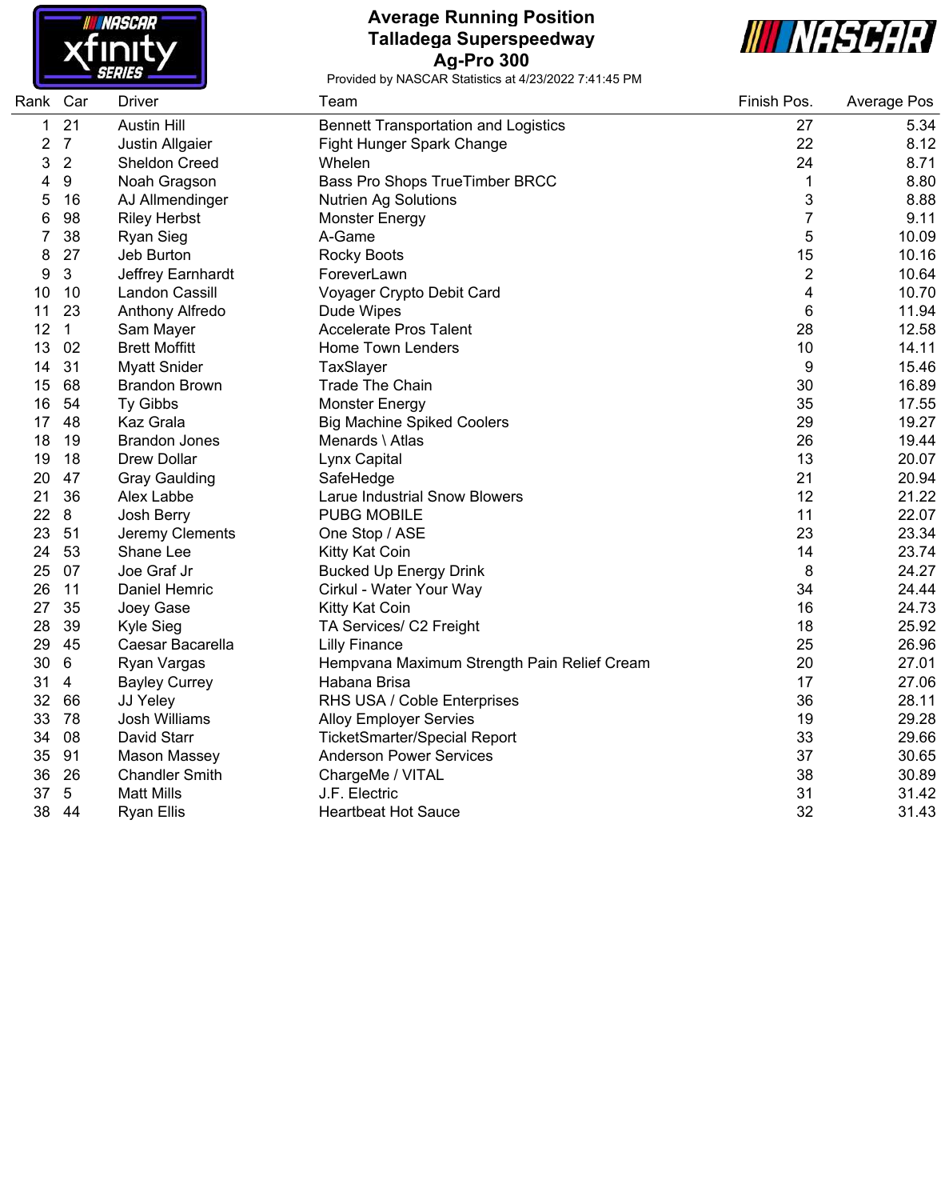# Average Running Position
## Talladega Superspeedway
## Ag-Pro 300

Provided by NASCAR Statistics at 4/23/2022 7:41:45 PM

| Rank | Car | Driver | Team | Finish Pos. | Average Pos |
|---|---|---|---|---|---|
| 1 | 21 | Austin Hill | Bennett Transportation and Logistics | 27 | 5.34 |
| 2 | 7 | Justin Allgaier | Fight Hunger Spark Change | 22 | 8.12 |
| 3 | 2 | Sheldon Creed | Whelen | 24 | 8.71 |
| 4 | 9 | Noah Gragson | Bass Pro Shops TrueTimber BRCC | 1 | 8.80 |
| 5 | 16 | AJ Allmendinger | Nutrien Ag Solutions | 3 | 8.88 |
| 6 | 98 | Riley Herbst | Monster Energy | 7 | 9.11 |
| 7 | 38 | Ryan Sieg | A-Game | 5 | 10.09 |
| 8 | 27 | Jeb Burton | Rocky Boots | 15 | 10.16 |
| 9 | 3 | Jeffrey Earnhardt | ForeverLawn | 2 | 10.64 |
| 10 | 10 | Landon Cassill | Voyager Crypto Debit Card | 4 | 10.70 |
| 11 | 23 | Anthony Alfredo | Dude Wipes | 6 | 11.94 |
| 12 | 1 | Sam Mayer | Accelerate Pros Talent | 28 | 12.58 |
| 13 | 02 | Brett Moffitt | Home Town Lenders | 10 | 14.11 |
| 14 | 31 | Myatt Snider | TaxSlayer | 9 | 15.46 |
| 15 | 68 | Brandon Brown | Trade The Chain | 30 | 16.89 |
| 16 | 54 | Ty Gibbs | Monster Energy | 35 | 17.55 |
| 17 | 48 | Kaz Grala | Big Machine Spiked Coolers | 29 | 19.27 |
| 18 | 19 | Brandon Jones | Menards \ Atlas | 26 | 19.44 |
| 19 | 18 | Drew Dollar | Lynx Capital | 13 | 20.07 |
| 20 | 47 | Gray Gaulding | SafeHedge | 21 | 20.94 |
| 21 | 36 | Alex Labbe | Larue Industrial Snow Blowers | 12 | 21.22 |
| 22 | 8 | Josh Berry | PUBG MOBILE | 11 | 22.07 |
| 23 | 51 | Jeremy Clements | One Stop / ASE | 23 | 23.34 |
| 24 | 53 | Shane Lee | Kitty Kat Coin | 14 | 23.74 |
| 25 | 07 | Joe Graf Jr | Bucked Up Energy Drink | 8 | 24.27 |
| 26 | 11 | Daniel Hemric | Cirkul - Water Your Way | 34 | 24.44 |
| 27 | 35 | Joey Gase | Kitty Kat Coin | 16 | 24.73 |
| 28 | 39 | Kyle Sieg | TA Services/ C2 Freight | 18 | 25.92 |
| 29 | 45 | Caesar Bacarella | Lilly Finance | 25 | 26.96 |
| 30 | 6 | Ryan Vargas | Hempvana Maximum Strength Pain Relief Cream | 20 | 27.01 |
| 31 | 4 | Bayley Currey | Habana Brisa | 17 | 27.06 |
| 32 | 66 | JJ Yeley | RHS USA / Coble Enterprises | 36 | 28.11 |
| 33 | 78 | Josh Williams | Alloy Employer Servies | 19 | 29.28 |
| 34 | 08 | David Starr | TicketSmarter/Special Report | 33 | 29.66 |
| 35 | 91 | Mason Massey | Anderson Power Services | 37 | 30.65 |
| 36 | 26 | Chandler Smith | ChargeMe / VITAL | 38 | 30.89 |
| 37 | 5 | Matt Mills | J.F. Electric | 31 | 31.42 |
| 38 | 44 | Ryan Ellis | Heartbeat Hot Sauce | 32 | 31.43 |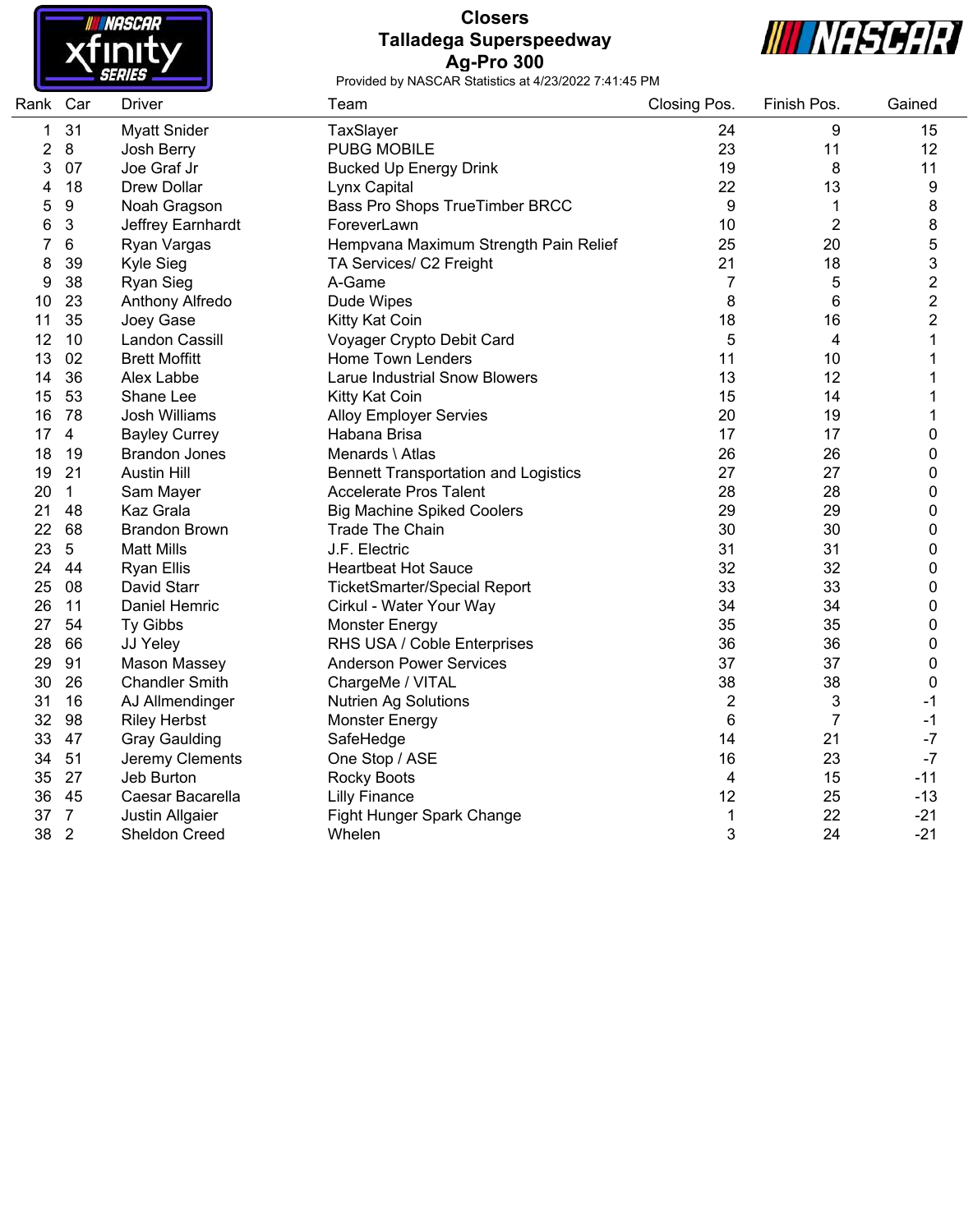# Closers

## Talladega Superspeedway

## Ag-Pro 300

Provided by NASCAR Statistics at 4/23/2022 7:41:45 PM

| Rank | Car | Driver | Team | Closing Pos. | Finish Pos. | Gained |
|---|---|---|---|---|---|---|
| 1 | 31 | Myatt Snider | TaxSlayer | 24 | 9 | 15 |
| 2 | 8 | Josh Berry | PUBG MOBILE | 23 | 11 | 12 |
| 3 | 07 | Joe Graf Jr | Bucked Up Energy Drink | 19 | 8 | 11 |
| 4 | 18 | Drew Dollar | Lynx Capital | 22 | 13 | 9 |
| 5 | 9 | Noah Gragson | Bass Pro Shops TrueTimber BRCC | 9 | 1 | 8 |
| 6 | 3 | Jeffrey Earnhardt | ForeverLawn | 10 | 2 | 8 |
| 7 | 6 | Ryan Vargas | Hempvana Maximum Strength Pain Relief | 25 | 20 | 5 |
| 8 | 39 | Kyle Sieg | TA Services/ C2 Freight | 21 | 18 | 3 |
| 9 | 38 | Ryan Sieg | A-Game | 7 | 5 | 2 |
| 10 | 23 | Anthony Alfredo | Dude Wipes | 8 | 6 | 2 |
| 11 | 35 | Joey Gase | Kitty Kat Coin | 18 | 16 | 2 |
| 12 | 10 | Landon Cassill | Voyager Crypto Debit Card | 5 | 4 | 1 |
| 13 | 02 | Brett Moffitt | Home Town Lenders | 11 | 10 | 1 |
| 14 | 36 | Alex Labbe | Larue Industrial Snow Blowers | 13 | 12 | 1 |
| 15 | 53 | Shane Lee | Kitty Kat Coin | 15 | 14 | 1 |
| 16 | 78 | Josh Williams | Alloy Employer Servies | 20 | 19 | 1 |
| 17 | 4 | Bayley Currey | Habana Brisa | 17 | 17 | 0 |
| 18 | 19 | Brandon Jones | Menards \ Atlas | 26 | 26 | 0 |
| 19 | 21 | Austin Hill | Bennett Transportation and Logistics | 27 | 27 | 0 |
| 20 | 1 | Sam Mayer | Accelerate Pros Talent | 28 | 28 | 0 |
| 21 | 48 | Kaz Grala | Big Machine Spiked Coolers | 29 | 29 | 0 |
| 22 | 68 | Brandon Brown | Trade The Chain | 30 | 30 | 0 |
| 23 | 5 | Matt Mills | J.F. Electric | 31 | 31 | 0 |
| 24 | 44 | Ryan Ellis | Heartbeat Hot Sauce | 32 | 32 | 0 |
| 25 | 08 | David Starr | TicketSmarter/Special Report | 33 | 33 | 0 |
| 26 | 11 | Daniel Hemric | Cirkul - Water Your Way | 34 | 34 | 0 |
| 27 | 54 | Ty Gibbs | Monster Energy | 35 | 35 | 0 |
| 28 | 66 | JJ Yeley | RHS USA / Coble Enterprises | 36 | 36 | 0 |
| 29 | 91 | Mason Massey | Anderson Power Services | 37 | 37 | 0 |
| 30 | 26 | Chandler Smith | ChargeMe / VITAL | 38 | 38 | 0 |
| 31 | 16 | AJ Allmendinger | Nutrien Ag Solutions | 2 | 3 | -1 |
| 32 | 98 | Riley Herbst | Monster Energy | 6 | 7 | -1 |
| 33 | 47 | Gray Gaulding | SafeHedge | 14 | 21 | -7 |
| 34 | 51 | Jeremy Clements | One Stop / ASE | 16 | 23 | -7 |
| 35 | 27 | Jeb Burton | Rocky Boots | 4 | 15 | -11 |
| 36 | 45 | Caesar Bacarella | Lilly Finance | 12 | 25 | -13 |
| 37 | 7 | Justin Allgaier | Fight Hunger Spark Change | 1 | 22 | -21 |
| 38 | 2 | Sheldon Creed | Whelen | 3 | 24 | -21 |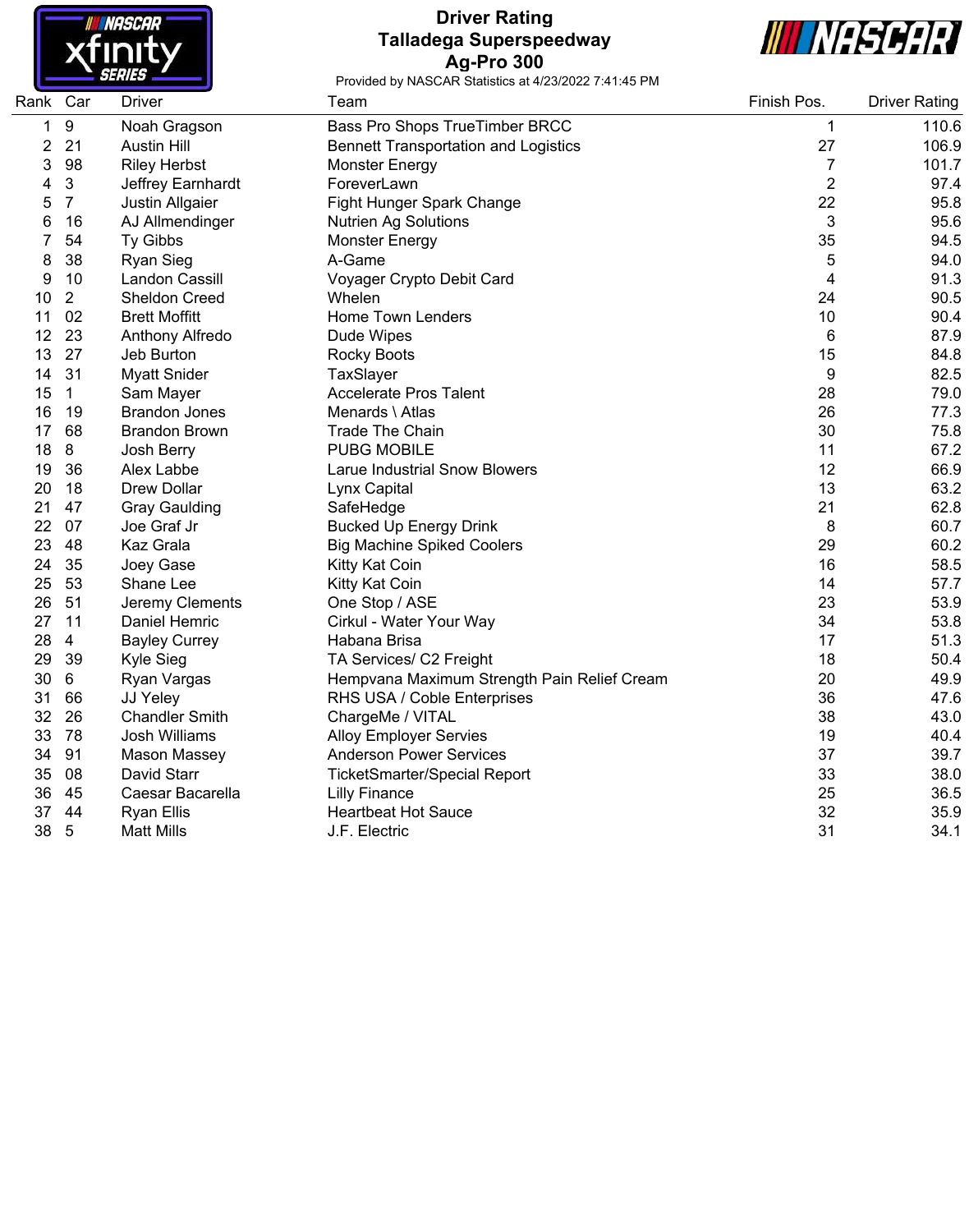# Driver Rating
## Talladega Superspeedway
## Ag-Pro 300

Provided by NASCAR Statistics at 4/23/2022 7:41:45 PM

| Rank | Car | Driver | Team | Finish Pos. | Driver Rating |
|---|---|---|---|---|---|
| 1 | 9 | Noah Gragson | Bass Pro Shops TrueTimber BRCC | 1 | 110.6 |
| 2 | 21 | Austin Hill | Bennett Transportation and Logistics | 27 | 106.9 |
| 3 | 98 | Riley Herbst | Monster Energy | 7 | 101.7 |
| 4 | 3 | Jeffrey Earnhardt | ForeverLawn | 2 | 97.4 |
| 5 | 7 | Justin Allgaier | Fight Hunger Spark Change | 22 | 95.8 |
| 6 | 16 | AJ Allmendinger | Nutrien Ag Solutions | 3 | 95.6 |
| 7 | 54 | Ty Gibbs | Monster Energy | 35 | 94.5 |
| 8 | 38 | Ryan Sieg | A-Game | 5 | 94.0 |
| 9 | 10 | Landon Cassill | Voyager Crypto Debit Card | 4 | 91.3 |
| 10 | 2 | Sheldon Creed | Whelen | 24 | 90.5 |
| 11 | 02 | Brett Moffitt | Home Town Lenders | 10 | 90.4 |
| 12 | 23 | Anthony Alfredo | Dude Wipes | 6 | 87.9 |
| 13 | 27 | Jeb Burton | Rocky Boots | 15 | 84.8 |
| 14 | 31 | Myatt Snider | TaxSlayer | 9 | 82.5 |
| 15 | 1 | Sam Mayer | Accelerate Pros Talent | 28 | 79.0 |
| 16 | 19 | Brandon Jones | Menards \ Atlas | 26 | 77.3 |
| 17 | 68 | Brandon Brown | Trade The Chain | 30 | 75.8 |
| 18 | 8 | Josh Berry | PUBG MOBILE | 11 | 67.2 |
| 19 | 36 | Alex Labbe | Larue Industrial Snow Blowers | 12 | 66.9 |
| 20 | 18 | Drew Dollar | Lynx Capital | 13 | 63.2 |
| 21 | 47 | Gray Gaulding | SafeHedge | 21 | 62.8 |
| 22 | 07 | Joe Graf Jr | Bucked Up Energy Drink | 8 | 60.7 |
| 23 | 48 | Kaz Grala | Big Machine Spiked Coolers | 29 | 60.2 |
| 24 | 35 | Joey Gase | Kitty Kat Coin | 16 | 58.5 |
| 25 | 53 | Shane Lee | Kitty Kat Coin | 14 | 57.7 |
| 26 | 51 | Jeremy Clements | One Stop / ASE | 23 | 53.9 |
| 27 | 11 | Daniel Hemric | Cirkul - Water Your Way | 34 | 53.8 |
| 28 | 4 | Bayley Currey | Habana Brisa | 17 | 51.3 |
| 29 | 39 | Kyle Sieg | TA Services/ C2 Freight | 18 | 50.4 |
| 30 | 6 | Ryan Vargas | Hempvana Maximum Strength Pain Relief Cream | 20 | 49.9 |
| 31 | 66 | JJ Yeley | RHS USA / Coble Enterprises | 36 | 47.6 |
| 32 | 26 | Chandler Smith | ChargeMe / VITAL | 38 | 43.0 |
| 33 | 78 | Josh Williams | Alloy Employer Servies | 19 | 40.4 |
| 34 | 91 | Mason Massey | Anderson Power Services | 37 | 39.7 |
| 35 | 08 | David Starr | TicketSmarter/Special Report | 33 | 38.0 |
| 36 | 45 | Caesar Bacarella | Lilly Finance | 25 | 36.5 |
| 37 | 44 | Ryan Ellis | Heartbeat Hot Sauce | 32 | 35.9 |
| 38 | 5 | Matt Mills | J.F. Electric | 31 | 34.1 |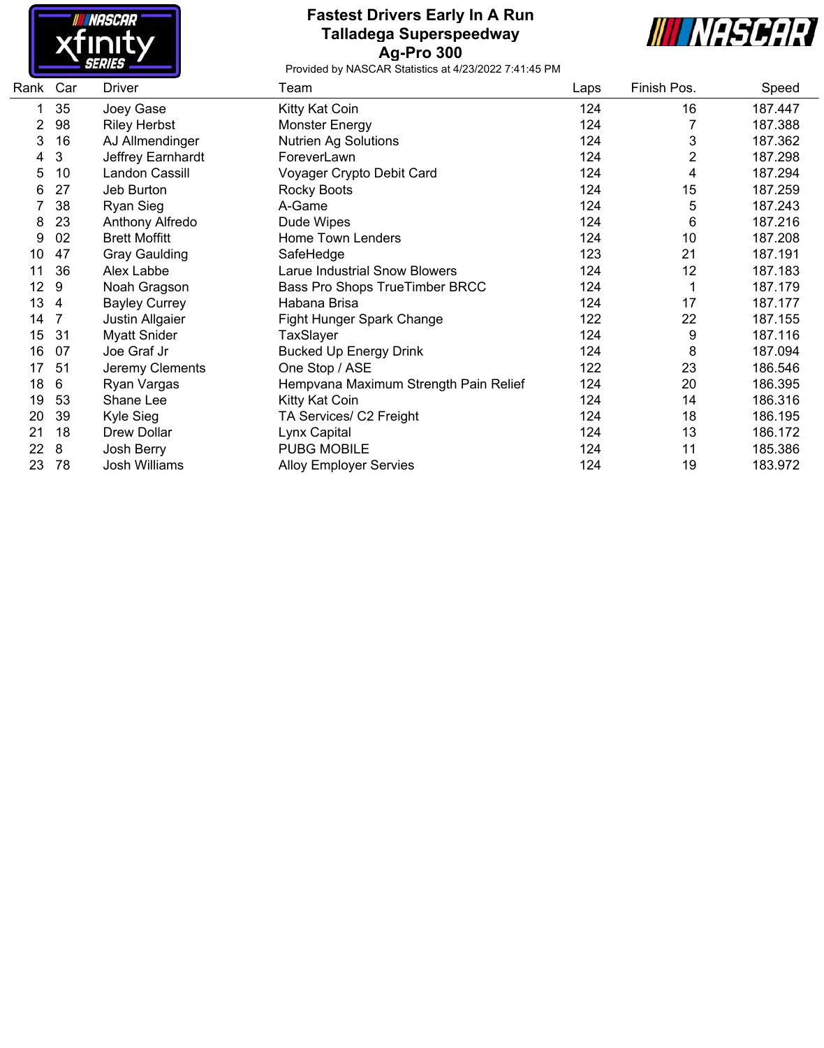# Fastest Drivers Early In A Run

## Talladega Superspeedway

## Ag-Pro 300

Provided by NASCAR Statistics at 4/23/2022 7:41:45 PM

| Rank | Car | Driver | Team | Laps | Finish Pos. | Speed |
|---|---|---|---|---|---|---|
| 1 | 35 | Joey Gase | Kitty Kat Coin | 124 | 16 | 187.447 |
| 2 | 98 | Riley Herbst | Monster Energy | 124 | 7 | 187.388 |
| 3 | 16 | AJ Allmendinger | Nutrien Ag Solutions | 124 | 3 | 187.362 |
| 4 | 3 | Jeffrey Earnhardt | ForeverLawn | 124 | 2 | 187.298 |
| 5 | 10 | Landon Cassill | Voyager Crypto Debit Card | 124 | 4 | 187.294 |
| 6 | 27 | Jeb Burton | Rocky Boots | 124 | 15 | 187.259 |
| 7 | 38 | Ryan Sieg | A-Game | 124 | 5 | 187.243 |
| 8 | 23 | Anthony Alfredo | Dude Wipes | 124 | 6 | 187.216 |
| 9 | 02 | Brett Moffitt | Home Town Lenders | 124 | 10 | 187.208 |
| 10 | 47 | Gray Gaulding | SafeHedge | 123 | 21 | 187.191 |
| 11 | 36 | Alex Labbe | Larue Industrial Snow Blowers | 124 | 12 | 187.183 |
| 12 | 9 | Noah Gragson | Bass Pro Shops TrueTimber BRCC | 124 | 1 | 187.179 |
| 13 | 4 | Bayley Currey | Habana Brisa | 124 | 17 | 187.177 |
| 14 | 7 | Justin Allgaier | Fight Hunger Spark Change | 122 | 22 | 187.155 |
| 15 | 31 | Myatt Snider | TaxSlayer | 124 | 9 | 187.116 |
| 16 | 07 | Joe Graf Jr | Bucked Up Energy Drink | 124 | 8 | 187.094 |
| 17 | 51 | Jeremy Clements | One Stop / ASE | 122 | 23 | 186.546 |
| 18 | 6 | Ryan Vargas | Hempvana Maximum Strength Pain Relief | 124 | 20 | 186.395 |
| 19 | 53 | Shane Lee | Kitty Kat Coin | 124 | 14 | 186.316 |
| 20 | 39 | Kyle Sieg | TA Services/ C2 Freight | 124 | 18 | 186.195 |
| 21 | 18 | Drew Dollar | Lynx Capital | 124 | 13 | 186.172 |
| 22 | 8 | Josh Berry | PUBG MOBILE | 124 | 11 | 185.386 |
| 23 | 78 | Josh Williams | Alloy Employer Servies | 124 | 19 | 183.972 |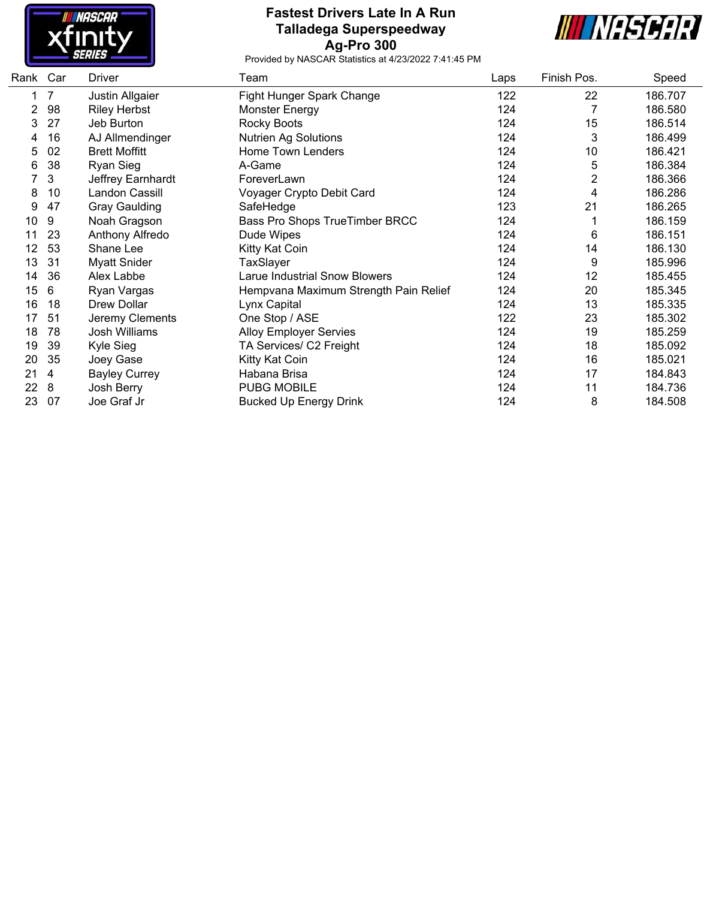# Fastest Drivers Late In A Run
## Talladega Superspeedway
## Ag-Pro 300

Provided by NASCAR Statistics at 4/23/2022 7:41:45 PM

| Rank | Car | Driver | Team | Laps | Finish Pos. | Speed |
|---|---|---|---|---|---|---|
| 1 | 7 | Justin Allgaier | Fight Hunger Spark Change | 122 | 22 | 186.707 |
| 2 | 98 | Riley Herbst | Monster Energy | 124 | 7 | 186.580 |
| 3 | 27 | Jeb Burton | Rocky Boots | 124 | 15 | 186.514 |
| 4 | 16 | AJ Allmendinger | Nutrien Ag Solutions | 124 | 3 | 186.499 |
| 5 | 02 | Brett Moffitt | Home Town Lenders | 124 | 10 | 186.421 |
| 6 | 38 | Ryan Sieg | A-Game | 124 | 5 | 186.384 |
| 7 | 3 | Jeffrey Earnhardt | ForeverLawn | 124 | 2 | 186.366 |
| 8 | 10 | Landon Cassill | Voyager Crypto Debit Card | 124 | 4 | 186.286 |
| 9 | 47 | Gray Gaulding | SafeHedge | 123 | 21 | 186.265 |
| 10 | 9 | Noah Gragson | Bass Pro Shops TrueTimber BRCC | 124 | 1 | 186.159 |
| 11 | 23 | Anthony Alfredo | Dude Wipes | 124 | 6 | 186.151 |
| 12 | 53 | Shane Lee | Kitty Kat Coin | 124 | 14 | 186.130 |
| 13 | 31 | Myatt Snider | TaxSlayer | 124 | 9 | 185.996 |
| 14 | 36 | Alex Labbe | Larue Industrial Snow Blowers | 124 | 12 | 185.455 |
| 15 | 6 | Ryan Vargas | Hempvana Maximum Strength Pain Relief | 124 | 20 | 185.345 |
| 16 | 18 | Drew Dollar | Lynx Capital | 124 | 13 | 185.335 |
| 17 | 51 | Jeremy Clements | One Stop / ASE | 122 | 23 | 185.302 |
| 18 | 78 | Josh Williams | Alloy Employer Servies | 124 | 19 | 185.259 |
| 19 | 39 | Kyle Sieg | TA Services/ C2 Freight | 124 | 18 | 185.092 |
| 20 | 35 | Joey Gase | Kitty Kat Coin | 124 | 16 | 185.021 |
| 21 | 4 | Bayley Currey | Habana Brisa | 124 | 17 | 184.843 |
| 22 | 8 | Josh Berry | PUBG MOBILE | 124 | 11 | 184.736 |
| 23 | 07 | Joe Graf Jr | Bucked Up Energy Drink | 124 | 8 | 184.508 |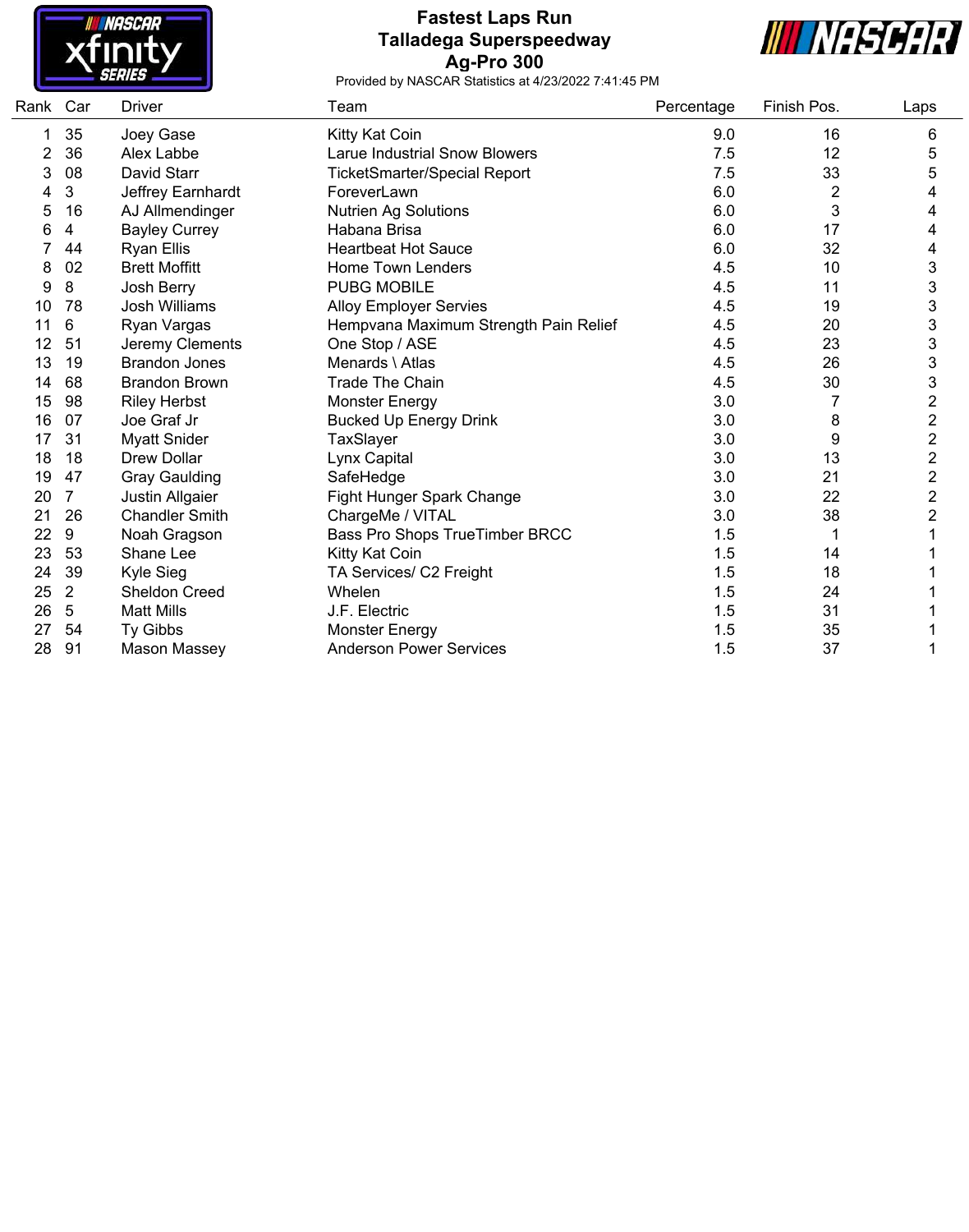# Fastest Laps Run
## Talladega Superspeedway
## Ag-Pro 300

Provided by NASCAR Statistics at 4/23/2022 7:41:45 PM

| Rank | Car | Driver | Team | Percentage | Finish Pos. | Laps |
|---|---|---|---|---|---|---|
| 1 | 35 | Joey Gase | Kitty Kat Coin | 9.0 | 16 | 6 |
| 2 | 36 | Alex Labbe | Larue Industrial Snow Blowers | 7.5 | 12 | 5 |
| 3 | 08 | David Starr | TicketSmarter/Special Report | 7.5 | 33 | 5 |
| 4 | 3 | Jeffrey Earnhardt | ForeverLawn | 6.0 | 2 | 4 |
| 5 | 16 | AJ Allmendinger | Nutrien Ag Solutions | 6.0 | 3 | 4 |
| 6 | 4 | Bayley Currey | Habana Brisa | 6.0 | 17 | 4 |
| 7 | 44 | Ryan Ellis | Heartbeat Hot Sauce | 6.0 | 32 | 4 |
| 8 | 02 | Brett Moffitt | Home Town Lenders | 4.5 | 10 | 3 |
| 9 | 8 | Josh Berry | PUBG MOBILE | 4.5 | 11 | 3 |
| 10 | 78 | Josh Williams | Alloy Employer Servies | 4.5 | 19 | 3 |
| 11 | 6 | Ryan Vargas | Hempvana Maximum Strength Pain Relief | 4.5 | 20 | 3 |
| 12 | 51 | Jeremy Clements | One Stop / ASE | 4.5 | 23 | 3 |
| 13 | 19 | Brandon Jones | Menards \ Atlas | 4.5 | 26 | 3 |
| 14 | 68 | Brandon Brown | Trade The Chain | 4.5 | 30 | 3 |
| 15 | 98 | Riley Herbst | Monster Energy | 3.0 | 7 | 2 |
| 16 | 07 | Joe Graf Jr | Bucked Up Energy Drink | 3.0 | 8 | 2 |
| 17 | 31 | Myatt Snider | TaxSlayer | 3.0 | 9 | 2 |
| 18 | 18 | Drew Dollar | Lynx Capital | 3.0 | 13 | 2 |
| 19 | 47 | Gray Gaulding | SafeHedge | 3.0 | 21 | 2 |
| 20 | 7 | Justin Allgaier | Fight Hunger Spark Change | 3.0 | 22 | 2 |
| 21 | 26 | Chandler Smith | ChargeMe / VITAL | 3.0 | 38 | 2 |
| 22 | 9 | Noah Gragson | Bass Pro Shops TrueTimber BRCC | 1.5 | 1 | 1 |
| 23 | 53 | Shane Lee | Kitty Kat Coin | 1.5 | 14 | 1 |
| 24 | 39 | Kyle Sieg | TA Services/ C2 Freight | 1.5 | 18 | 1 |
| 25 | 2 | Sheldon Creed | Whelen | 1.5 | 24 | 1 |
| 26 | 5 | Matt Mills | J.F. Electric | 1.5 | 31 | 1 |
| 27 | 54 | Ty Gibbs | Monster Energy | 1.5 | 35 | 1 |
| 28 | 91 | Mason Massey | Anderson Power Services | 1.5 | 37 | 1 |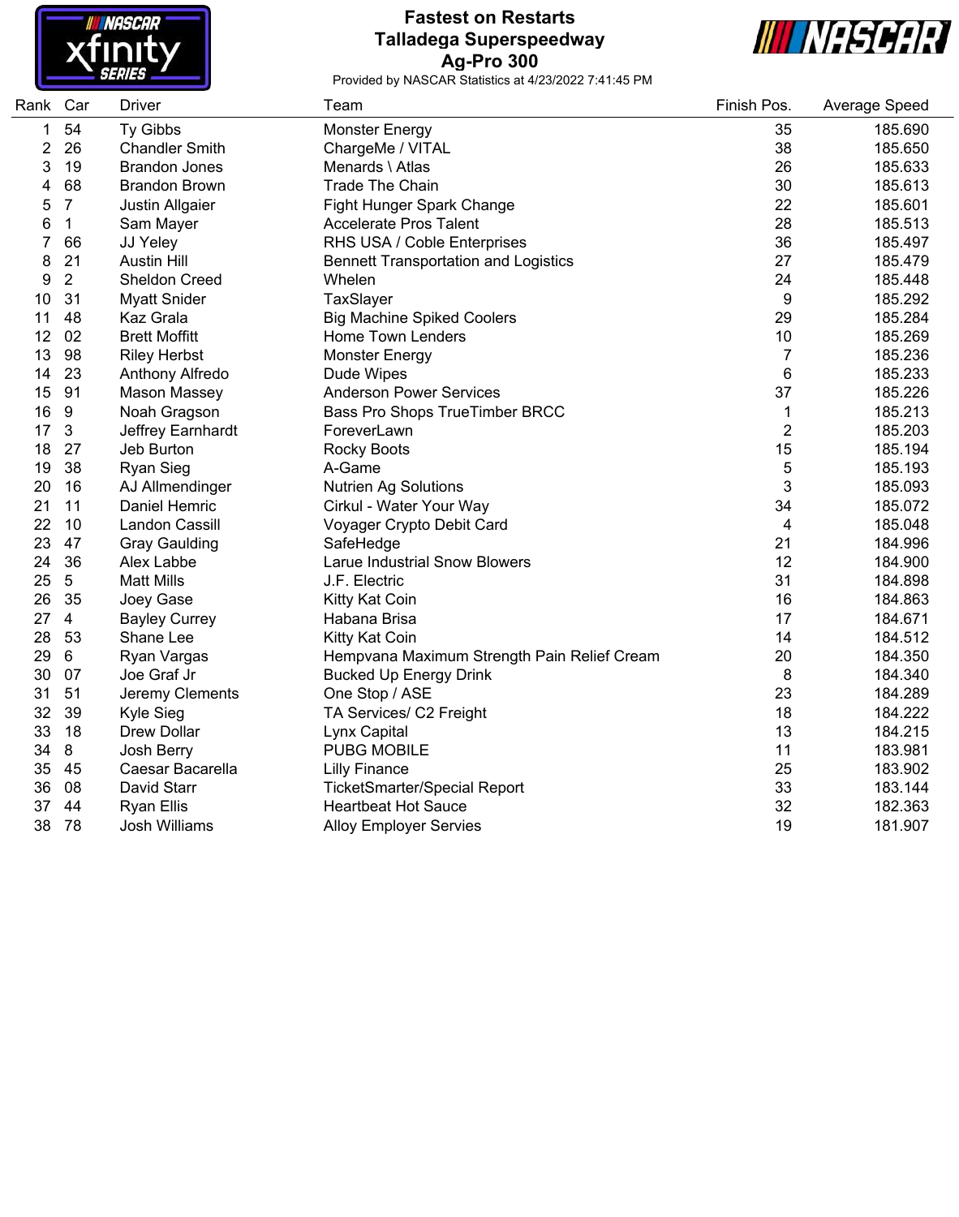# Fastest on Restarts
## Talladega Superspeedway
## Ag-Pro 300

Provided by NASCAR Statistics at 4/23/2022 7:41:45 PM

| Rank | Car | Driver | Team | Finish Pos. | Average Speed |
|---|---|---|---|---|---|
| 1 | 54 | Ty Gibbs | Monster Energy | 35 | 185.690 |
| 2 | 26 | Chandler Smith | ChargeMe / VITAL | 38 | 185.650 |
| 3 | 19 | Brandon Jones | Menards \ Atlas | 26 | 185.633 |
| 4 | 68 | Brandon Brown | Trade The Chain | 30 | 185.613 |
| 5 | 7 | Justin Allgaier | Fight Hunger Spark Change | 22 | 185.601 |
| 6 | 1 | Sam Mayer | Accelerate Pros Talent | 28 | 185.513 |
| 7 | 66 | JJ Yeley | RHS USA / Coble Enterprises | 36 | 185.497 |
| 8 | 21 | Austin Hill | Bennett Transportation and Logistics | 27 | 185.479 |
| 9 | 2 | Sheldon Creed | Whelen | 24 | 185.448 |
| 10 | 31 | Myatt Snider | TaxSlayer | 9 | 185.292 |
| 11 | 48 | Kaz Grala | Big Machine Spiked Coolers | 29 | 185.284 |
| 12 | 02 | Brett Moffitt | Home Town Lenders | 10 | 185.269 |
| 13 | 98 | Riley Herbst | Monster Energy | 7 | 185.236 |
| 14 | 23 | Anthony Alfredo | Dude Wipes | 6 | 185.233 |
| 15 | 91 | Mason Massey | Anderson Power Services | 37 | 185.226 |
| 16 | 9 | Noah Gragson | Bass Pro Shops TrueTimber BRCC | 1 | 185.213 |
| 17 | 3 | Jeffrey Earnhardt | ForeverLawn | 2 | 185.203 |
| 18 | 27 | Jeb Burton | Rocky Boots | 15 | 185.194 |
| 19 | 38 | Ryan Sieg | A-Game | 5 | 185.193 |
| 20 | 16 | AJ Allmendinger | Nutrien Ag Solutions | 3 | 185.093 |
| 21 | 11 | Daniel Hemric | Cirkul - Water Your Way | 34 | 185.072 |
| 22 | 10 | Landon Cassill | Voyager Crypto Debit Card | 4 | 185.048 |
| 23 | 47 | Gray Gaulding | SafeHedge | 21 | 184.996 |
| 24 | 36 | Alex Labbe | Larue Industrial Snow Blowers | 12 | 184.900 |
| 25 | 5 | Matt Mills | J.F. Electric | 31 | 184.898 |
| 26 | 35 | Joey Gase | Kitty Kat Coin | 16 | 184.863 |
| 27 | 4 | Bayley Currey | Habana Brisa | 17 | 184.671 |
| 28 | 53 | Shane Lee | Kitty Kat Coin | 14 | 184.512 |
| 29 | 6 | Ryan Vargas | Hempvana Maximum Strength Pain Relief Cream | 20 | 184.350 |
| 30 | 07 | Joe Graf Jr | Bucked Up Energy Drink | 8 | 184.340 |
| 31 | 51 | Jeremy Clements | One Stop / ASE | 23 | 184.289 |
| 32 | 39 | Kyle Sieg | TA Services/ C2 Freight | 18 | 184.222 |
| 33 | 18 | Drew Dollar | Lynx Capital | 13 | 184.215 |
| 34 | 8 | Josh Berry | PUBG MOBILE | 11 | 183.981 |
| 35 | 45 | Caesar Bacarella | Lilly Finance | 25 | 183.902 |
| 36 | 08 | David Starr | TicketSmarter/Special Report | 33 | 183.144 |
| 37 | 44 | Ryan Ellis | Heartbeat Hot Sauce | 32 | 182.363 |
| 38 | 78 | Josh Williams | Alloy Employer Servies | 19 | 181.907 |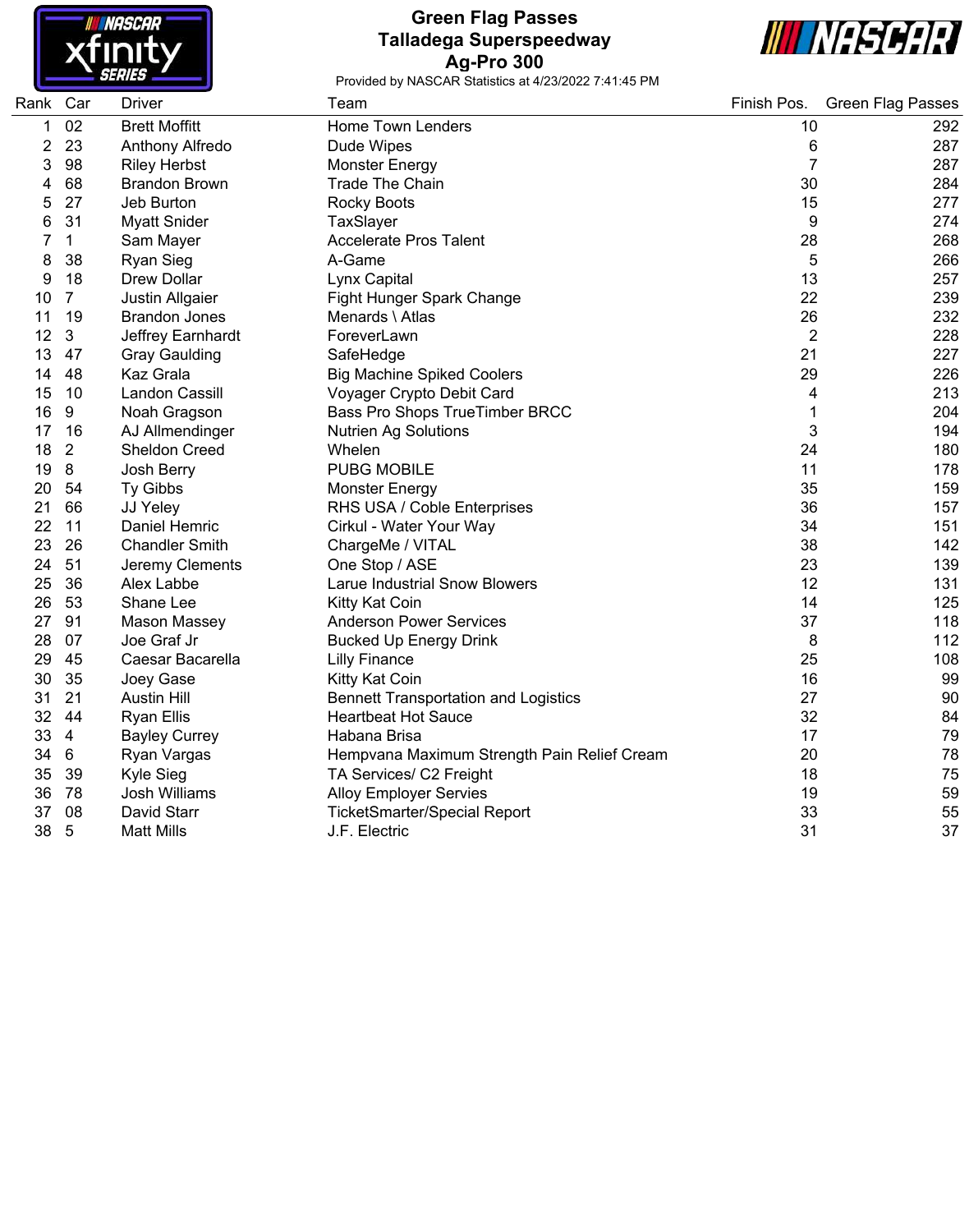# Green Flag Passes
## Talladega Superspeedway
## Ag-Pro 300

Provided by NASCAR Statistics at 4/23/2022 7:41:45 PM

| Rank | Car | Driver | Team | Finish Pos. | Green Flag Passes |
|---|---|---|---|---|---|
| 1 | 02 | Brett Moffitt | Home Town Lenders | 10 | 292 |
| 2 | 23 | Anthony Alfredo | Dude Wipes | 6 | 287 |
| 3 | 98 | Riley Herbst | Monster Energy | 7 | 287 |
| 4 | 68 | Brandon Brown | Trade The Chain | 30 | 284 |
| 5 | 27 | Jeb Burton | Rocky Boots | 15 | 277 |
| 6 | 31 | Myatt Snider | TaxSlayer | 9 | 274 |
| 7 | 1 | Sam Mayer | Accelerate Pros Talent | 28 | 268 |
| 8 | 38 | Ryan Sieg | A-Game | 5 | 266 |
| 9 | 18 | Drew Dollar | Lynx Capital | 13 | 257 |
| 10 | 7 | Justin Allgaier | Fight Hunger Spark Change | 22 | 239 |
| 11 | 19 | Brandon Jones | Menards \ Atlas | 26 | 232 |
| 12 | 3 | Jeffrey Earnhardt | ForeverLawn | 2 | 228 |
| 13 | 47 | Gray Gaulding | SafeHedge | 21 | 227 |
| 14 | 48 | Kaz Grala | Big Machine Spiked Coolers | 29 | 226 |
| 15 | 10 | Landon Cassill | Voyager Crypto Debit Card | 4 | 213 |
| 16 | 9 | Noah Gragson | Bass Pro Shops TrueTimber BRCC | 1 | 204 |
| 17 | 16 | AJ Allmendinger | Nutrien Ag Solutions | 3 | 194 |
| 18 | 2 | Sheldon Creed | Whelen | 24 | 180 |
| 19 | 8 | Josh Berry | PUBG MOBILE | 11 | 178 |
| 20 | 54 | Ty Gibbs | Monster Energy | 35 | 159 |
| 21 | 66 | JJ Yeley | RHS USA / Coble Enterprises | 36 | 157 |
| 22 | 11 | Daniel Hemric | Cirkul - Water Your Way | 34 | 151 |
| 23 | 26 | Chandler Smith | ChargeMe / VITAL | 38 | 142 |
| 24 | 51 | Jeremy Clements | One Stop / ASE | 23 | 139 |
| 25 | 36 | Alex Labbe | Larue Industrial Snow Blowers | 12 | 131 |
| 26 | 53 | Shane Lee | Kitty Kat Coin | 14 | 125 |
| 27 | 91 | Mason Massey | Anderson Power Services | 37 | 118 |
| 28 | 07 | Joe Graf Jr | Bucked Up Energy Drink | 8 | 112 |
| 29 | 45 | Caesar Bacarella | Lilly Finance | 25 | 108 |
| 30 | 35 | Joey Gase | Kitty Kat Coin | 16 | 99 |
| 31 | 21 | Austin Hill | Bennett Transportation and Logistics | 27 | 90 |
| 32 | 44 | Ryan Ellis | Heartbeat Hot Sauce | 32 | 84 |
| 33 | 4 | Bayley Currey | Habana Brisa | 17 | 79 |
| 34 | 6 | Ryan Vargas | Hempvana Maximum Strength Pain Relief Cream | 20 | 78 |
| 35 | 39 | Kyle Sieg | TA Services/ C2 Freight | 18 | 75 |
| 36 | 78 | Josh Williams | Alloy Employer Servies | 19 | 59 |
| 37 | 08 | David Starr | TicketSmarter/Special Report | 33 | 55 |
| 38 | 5 | Matt Mills | J.F. Electric | 31 | 37 |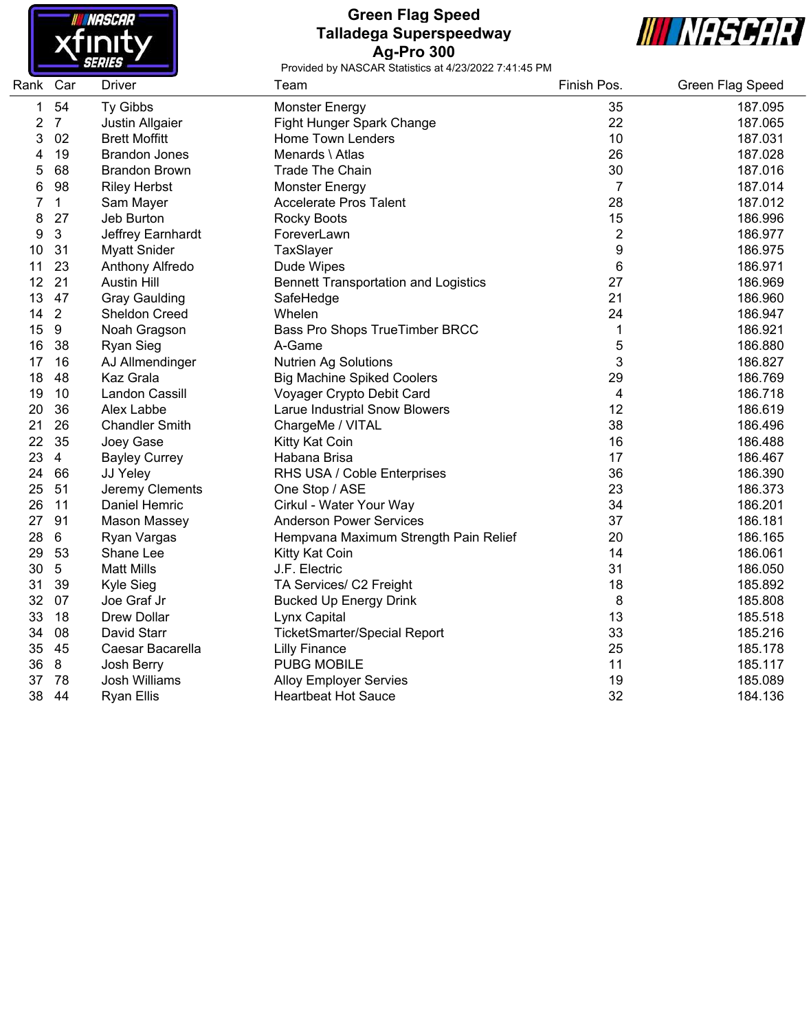# Green Flag Speed
## Talladega Superspeedway
## Ag-Pro 300

Provided by NASCAR Statistics at 4/23/2022 7:41:45 PM

| Rank | Car | Driver | Team | Finish Pos. | Green Flag Speed |
|---|---|---|---|---|---|
| 1 | 54 | Ty Gibbs | Monster Energy | 35 | 187.095 |
| 2 | 7 | Justin Allgaier | Fight Hunger Spark Change | 22 | 187.065 |
| 3 | 02 | Brett Moffitt | Home Town Lenders | 10 | 187.031 |
| 4 | 19 | Brandon Jones | Menards \ Atlas | 26 | 187.028 |
| 5 | 68 | Brandon Brown | Trade The Chain | 30 | 187.016 |
| 6 | 98 | Riley Herbst | Monster Energy | 7 | 187.014 |
| 7 | 1 | Sam Mayer | Accelerate Pros Talent | 28 | 187.012 |
| 8 | 27 | Jeb Burton | Rocky Boots | 15 | 186.996 |
| 9 | 3 | Jeffrey Earnhardt | ForeverLawn | 2 | 186.977 |
| 10 | 31 | Myatt Snider | TaxSlayer | 9 | 186.975 |
| 11 | 23 | Anthony Alfredo | Dude Wipes | 6 | 186.971 |
| 12 | 21 | Austin Hill | Bennett Transportation and Logistics | 27 | 186.969 |
| 13 | 47 | Gray Gaulding | SafeHedge | 21 | 186.960 |
| 14 | 2 | Sheldon Creed | Whelen | 24 | 186.947 |
| 15 | 9 | Noah Gragson | Bass Pro Shops TrueTimber BRCC | 1 | 186.921 |
| 16 | 38 | Ryan Sieg | A-Game | 5 | 186.880 |
| 17 | 16 | AJ Allmendinger | Nutrien Ag Solutions | 3 | 186.827 |
| 18 | 48 | Kaz Grala | Big Machine Spiked Coolers | 29 | 186.769 |
| 19 | 10 | Landon Cassill | Voyager Crypto Debit Card | 4 | 186.718 |
| 20 | 36 | Alex Labbe | Larue Industrial Snow Blowers | 12 | 186.619 |
| 21 | 26 | Chandler Smith | ChargeMe / VITAL | 38 | 186.496 |
| 22 | 35 | Joey Gase | Kitty Kat Coin | 16 | 186.488 |
| 23 | 4 | Bayley Currey | Habana Brisa | 17 | 186.467 |
| 24 | 66 | JJ Yeley | RHS USA / Coble Enterprises | 36 | 186.390 |
| 25 | 51 | Jeremy Clements | One Stop / ASE | 23 | 186.373 |
| 26 | 11 | Daniel Hemric | Cirkul - Water Your Way | 34 | 186.201 |
| 27 | 91 | Mason Massey | Anderson Power Services | 37 | 186.181 |
| 28 | 6 | Ryan Vargas | Hempvana Maximum Strength Pain Relief | 20 | 186.165 |
| 29 | 53 | Shane Lee | Kitty Kat Coin | 14 | 186.061 |
| 30 | 5 | Matt Mills | J.F. Electric | 31 | 186.050 |
| 31 | 39 | Kyle Sieg | TA Services/ C2 Freight | 18 | 185.892 |
| 32 | 07 | Joe Graf Jr | Bucked Up Energy Drink | 8 | 185.808 |
| 33 | 18 | Drew Dollar | Lynx Capital | 13 | 185.518 |
| 34 | 08 | David Starr | TicketSmarter/Special Report | 33 | 185.216 |
| 35 | 45 | Caesar Bacarella | Lilly Finance | 25 | 185.178 |
| 36 | 8 | Josh Berry | PUBG MOBILE | 11 | 185.117 |
| 37 | 78 | Josh Williams | Alloy Employer Servies | 19 | 185.089 |
| 38 | 44 | Ryan Ellis | Heartbeat Hot Sauce | 32 | 184.136 |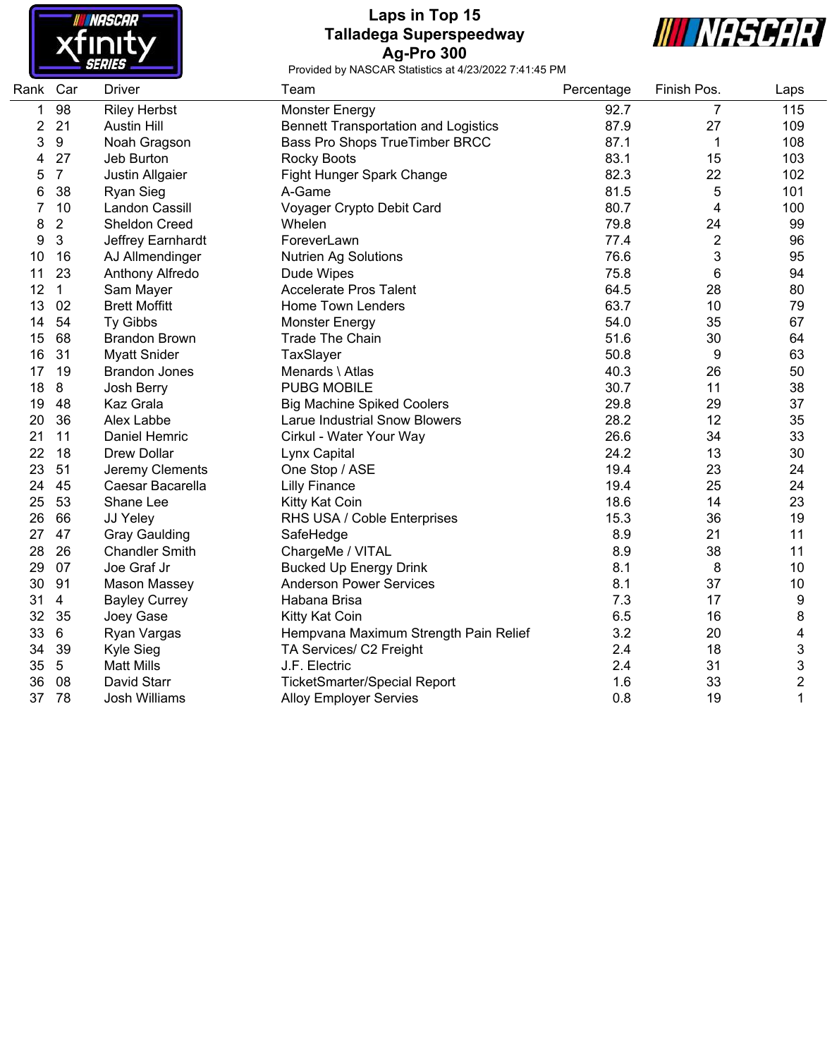# Laps in Top 15
## Talladega Superspeedway
## Ag-Pro 300

Provided by NASCAR Statistics at 4/23/2022 7:41:45 PM

| Rank | Car | Driver | Team | Percentage | Finish Pos. | Laps |
|---|---|---|---|---|---|---|
| 1 | 98 | Riley Herbst | Monster Energy | 92.7 | 7 | 115 |
| 2 | 21 | Austin Hill | Bennett Transportation and Logistics | 87.9 | 27 | 109 |
| 3 | 9 | Noah Gragson | Bass Pro Shops TrueTimber BRCC | 87.1 | 1 | 108 |
| 4 | 27 | Jeb Burton | Rocky Boots | 83.1 | 15 | 103 |
| 5 | 7 | Justin Allgaier | Fight Hunger Spark Change | 82.3 | 22 | 102 |
| 6 | 38 | Ryan Sieg | A-Game | 81.5 | 5 | 101 |
| 7 | 10 | Landon Cassill | Voyager Crypto Debit Card | 80.7 | 4 | 100 |
| 8 | 2 | Sheldon Creed | Whelen | 79.8 | 24 | 99 |
| 9 | 3 | Jeffrey Earnhardt | ForeverLawn | 77.4 | 2 | 96 |
| 10 | 16 | AJ Allmendinger | Nutrien Ag Solutions | 76.6 | 3 | 95 |
| 11 | 23 | Anthony Alfredo | Dude Wipes | 75.8 | 6 | 94 |
| 12 | 1 | Sam Mayer | Accelerate Pros Talent | 64.5 | 28 | 80 |
| 13 | 02 | Brett Moffitt | Home Town Lenders | 63.7 | 10 | 79 |
| 14 | 54 | Ty Gibbs | Monster Energy | 54.0 | 35 | 67 |
| 15 | 68 | Brandon Brown | Trade The Chain | 51.6 | 30 | 64 |
| 16 | 31 | Myatt Snider | TaxSlayer | 50.8 | 9 | 63 |
| 17 | 19 | Brandon Jones | Menards \ Atlas | 40.3 | 26 | 50 |
| 18 | 8 | Josh Berry | PUBG MOBILE | 30.7 | 11 | 38 |
| 19 | 48 | Kaz Grala | Big Machine Spiked Coolers | 29.8 | 29 | 37 |
| 20 | 36 | Alex Labbe | Larue Industrial Snow Blowers | 28.2 | 12 | 35 |
| 21 | 11 | Daniel Hemric | Cirkul - Water Your Way | 26.6 | 34 | 33 |
| 22 | 18 | Drew Dollar | Lynx Capital | 24.2 | 13 | 30 |
| 23 | 51 | Jeremy Clements | One Stop / ASE | 19.4 | 23 | 24 |
| 24 | 45 | Caesar Bacarella | Lilly Finance | 19.4 | 25 | 24 |
| 25 | 53 | Shane Lee | Kitty Kat Coin | 18.6 | 14 | 23 |
| 26 | 66 | JJ Yeley | RHS USA / Coble Enterprises | 15.3 | 36 | 19 |
| 27 | 47 | Gray Gaulding | SafeHedge | 8.9 | 21 | 11 |
| 28 | 26 | Chandler Smith | ChargeMe / VITAL | 8.9 | 38 | 11 |
| 29 | 07 | Joe Graf Jr | Bucked Up Energy Drink | 8.1 | 8 | 10 |
| 30 | 91 | Mason Massey | Anderson Power Services | 8.1 | 37 | 10 |
| 31 | 4 | Bayley Currey | Habana Brisa | 7.3 | 17 | 9 |
| 32 | 35 | Joey Gase | Kitty Kat Coin | 6.5 | 16 | 8 |
| 33 | 6 | Ryan Vargas | Hempvana Maximum Strength Pain Relief | 3.2 | 20 | 4 |
| 34 | 39 | Kyle Sieg | TA Services/ C2 Freight | 2.4 | 18 | 3 |
| 35 | 5 | Matt Mills | J.F. Electric | 2.4 | 31 | 3 |
| 36 | 08 | David Starr | TicketSmarter/Special Report | 1.6 | 33 | 2 |
| 37 | 78 | Josh Williams | Alloy Employer Servies | 0.8 | 19 | 1 |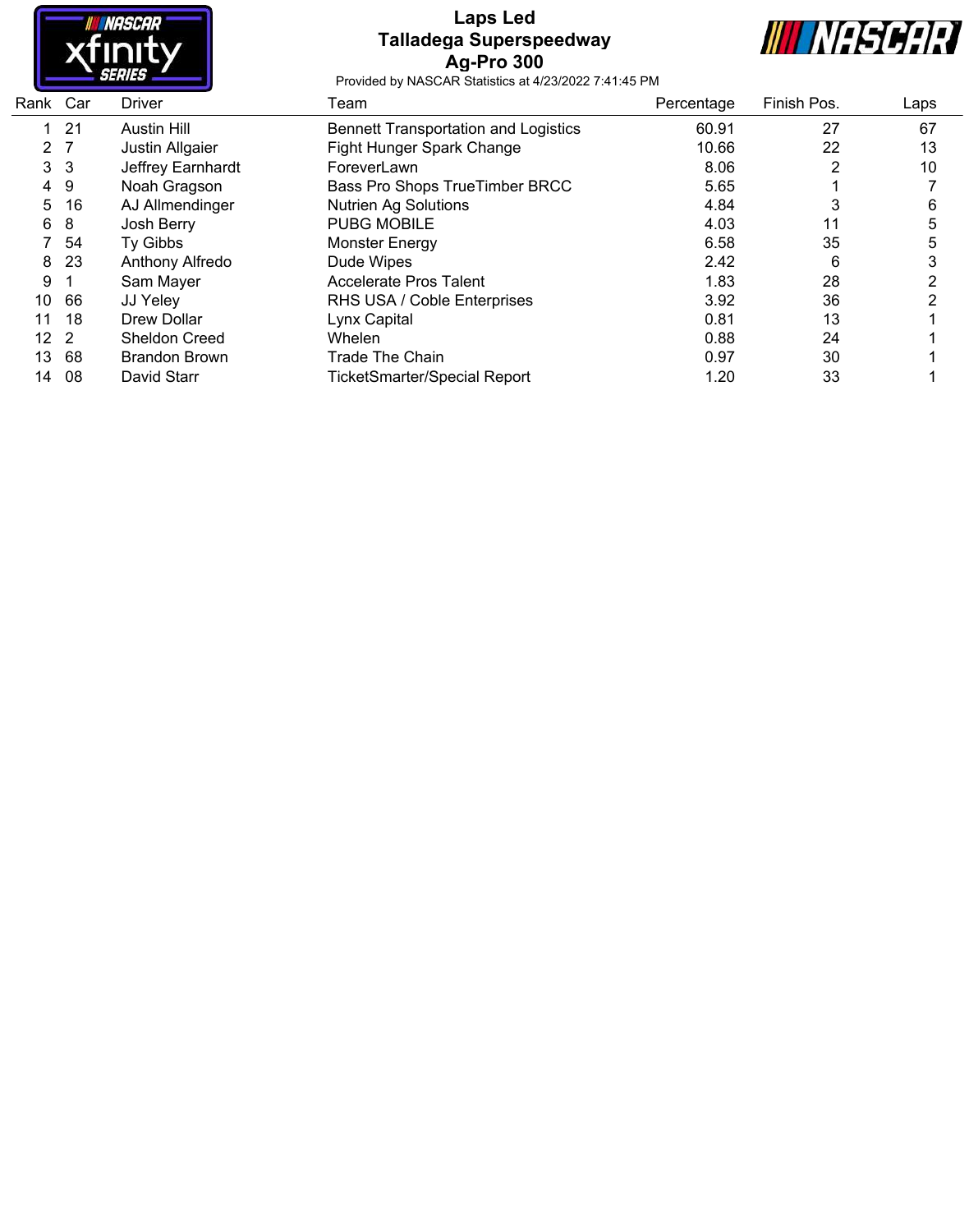# Laps Led

## Talladega Superspeedway

## Ag-Pro 300

Provided by NASCAR Statistics at 4/23/2022 7:41:45 PM

| Rank | Car | Driver | Team | Percentage | Finish Pos. | Laps |
|---|---|---|---|---|---|---|
| 1 | 21 | Austin Hill | Bennett Transportation and Logistics | 60.91 | 27 | 67 |
| 2 | 7 | Justin Allgaier | Fight Hunger Spark Change | 10.66 | 22 | 13 |
| 3 | 3 | Jeffrey Earnhardt | ForeverLawn | 8.06 | 2 | 10 |
| 4 | 9 | Noah Gragson | Bass Pro Shops TrueTimber BRCC | 5.65 | 1 | 7 |
| 5 | 16 | AJ Allmendinger | Nutrien Ag Solutions | 4.84 | 3 | 6 |
| 6 | 8 | Josh Berry | PUBG MOBILE | 4.03 | 11 | 5 |
| 7 | 54 | Ty Gibbs | Monster Energy | 6.58 | 35 | 5 |
| 8 | 23 | Anthony Alfredo | Dude Wipes | 2.42 | 6 | 3 |
| 9 | 1 | Sam Mayer | Accelerate Pros Talent | 1.83 | 28 | 2 |
| 10 | 66 | JJ Yeley | RHS USA / Coble Enterprises | 3.92 | 36 | 2 |
| 11 | 18 | Drew Dollar | Lynx Capital | 0.81 | 13 | 1 |
| 12 | 2 | Sheldon Creed | Whelen | 0.88 | 24 | 1 |
| 13 | 68 | Brandon Brown | Trade The Chain | 0.97 | 30 | 1 |
| 14 | 08 | David Starr | TicketSmarter/Special Report | 1.20 | 33 | 1 |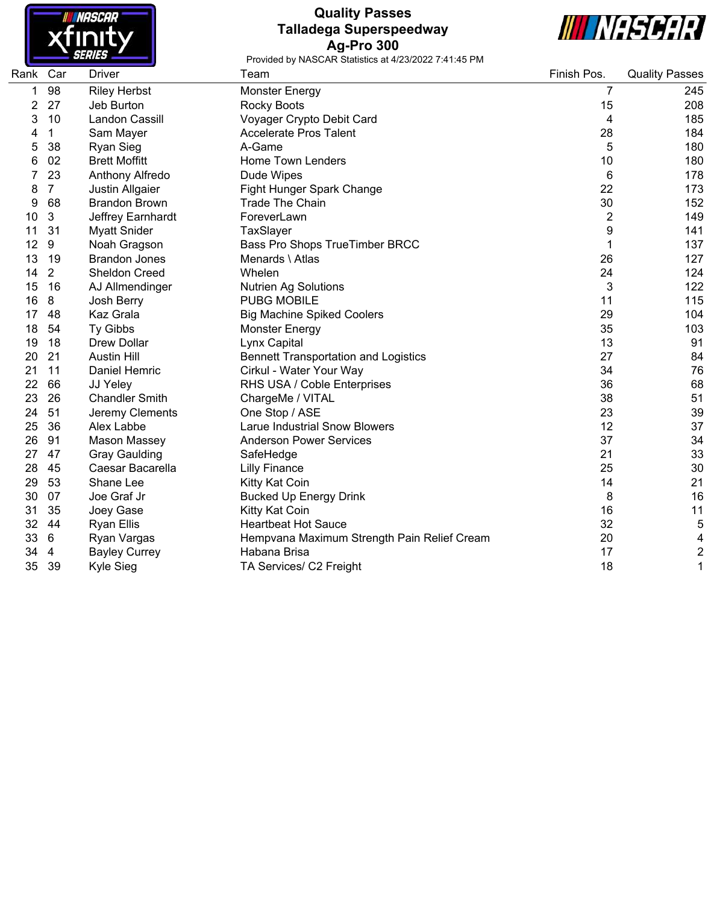# Quality Passes
## Talladega Superspeedway
## Ag-Pro 300

Provided by NASCAR Statistics at 4/23/2022 7:41:45 PM

| Rank | Car | Driver | Team | Finish Pos. | Quality Passes |
|---|---|---|---|---|---|
| 1 | 98 | Riley Herbst | Monster Energy | 7 | 245 |
| 2 | 27 | Jeb Burton | Rocky Boots | 15 | 208 |
| 3 | 10 | Landon Cassill | Voyager Crypto Debit Card | 4 | 185 |
| 4 | 1 | Sam Mayer | Accelerate Pros Talent | 28 | 184 |
| 5 | 38 | Ryan Sieg | A-Game | 5 | 180 |
| 6 | 02 | Brett Moffitt | Home Town Lenders | 10 | 180 |
| 7 | 23 | Anthony Alfredo | Dude Wipes | 6 | 178 |
| 8 | 7 | Justin Allgaier | Fight Hunger Spark Change | 22 | 173 |
| 9 | 68 | Brandon Brown | Trade The Chain | 30 | 152 |
| 10 | 3 | Jeffrey Earnhardt | ForeverLawn | 2 | 149 |
| 11 | 31 | Myatt Snider | TaxSlayer | 9 | 141 |
| 12 | 9 | Noah Gragson | Bass Pro Shops TrueTimber BRCC | 1 | 137 |
| 13 | 19 | Brandon Jones | Menards \ Atlas | 26 | 127 |
| 14 | 2 | Sheldon Creed | Whelen | 24 | 124 |
| 15 | 16 | AJ Allmendinger | Nutrien Ag Solutions | 3 | 122 |
| 16 | 8 | Josh Berry | PUBG MOBILE | 11 | 115 |
| 17 | 48 | Kaz Grala | Big Machine Spiked Coolers | 29 | 104 |
| 18 | 54 | Ty Gibbs | Monster Energy | 35 | 103 |
| 19 | 18 | Drew Dollar | Lynx Capital | 13 | 91 |
| 20 | 21 | Austin Hill | Bennett Transportation and Logistics | 27 | 84 |
| 21 | 11 | Daniel Hemric | Cirkul - Water Your Way | 34 | 76 |
| 22 | 66 | JJ Yeley | RHS USA / Coble Enterprises | 36 | 68 |
| 23 | 26 | Chandler Smith | ChargeMe / VITAL | 38 | 51 |
| 24 | 51 | Jeremy Clements | One Stop / ASE | 23 | 39 |
| 25 | 36 | Alex Labbe | Larue Industrial Snow Blowers | 12 | 37 |
| 26 | 91 | Mason Massey | Anderson Power Services | 37 | 34 |
| 27 | 47 | Gray Gaulding | SafeHedge | 21 | 33 |
| 28 | 45 | Caesar Bacarella | Lilly Finance | 25 | 30 |
| 29 | 53 | Shane Lee | Kitty Kat Coin | 14 | 21 |
| 30 | 07 | Joe Graf Jr | Bucked Up Energy Drink | 8 | 16 |
| 31 | 35 | Joey Gase | Kitty Kat Coin | 16 | 11 |
| 32 | 44 | Ryan Ellis | Heartbeat Hot Sauce | 32 | 5 |
| 33 | 6 | Ryan Vargas | Hempvana Maximum Strength Pain Relief Cream | 20 | 4 |
| 34 | 4 | Bayley Currey | Habana Brisa | 17 | 2 |
| 35 | 39 | Kyle Sieg | TA Services/ C2 Freight | 18 | 1 |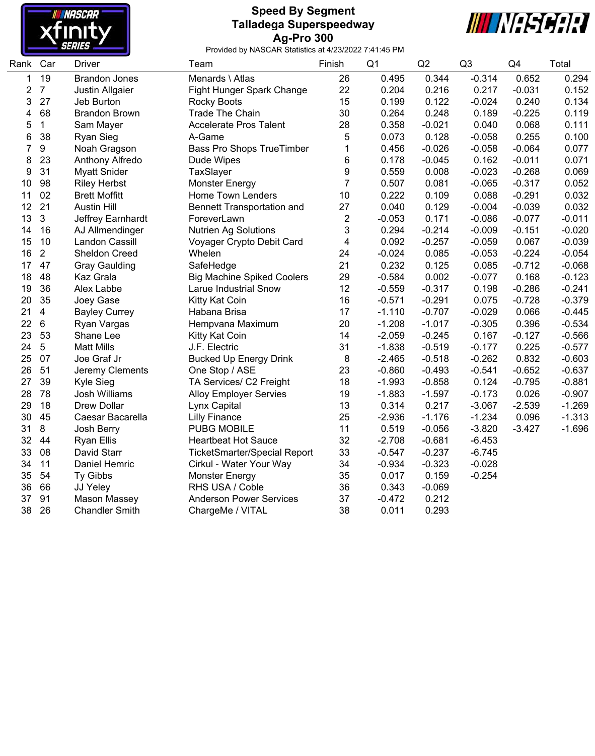# Speed By Segment
## Talladega Superspeedway
## Ag-Pro 300

Provided by NASCAR Statistics at 4/23/2022 7:41:45 PM

| Rank | Car | Driver | Team | Finish | Q1 | Q2 | Q3 | Q4 | Total |
|---|---|---|---|---|---|---|---|---|---|
| 1 | 19 | Brandon Jones | Menards \ Atlas | 26 | 0.495 | 0.344 | -0.314 | 0.652 | 0.294 |
| 2 | 7 | Justin Allgaier | Fight Hunger Spark Change | 22 | 0.204 | 0.216 | 0.217 | -0.031 | 0.152 |
| 3 | 27 | Jeb Burton | Rocky Boots | 15 | 0.199 | 0.122 | -0.024 | 0.240 | 0.134 |
| 4 | 68 | Brandon Brown | Trade The Chain | 30 | 0.264 | 0.248 | 0.189 | -0.225 | 0.119 |
| 5 | 1 | Sam Mayer | Accelerate Pros Talent | 28 | 0.358 | -0.021 | 0.040 | 0.068 | 0.111 |
| 6 | 38 | Ryan Sieg | A-Game | 5 | 0.073 | 0.128 | -0.058 | 0.255 | 0.100 |
| 7 | 9 | Noah Gragson | Bass Pro Shops TrueTimber | 1 | 0.456 | -0.026 | -0.058 | -0.064 | 0.077 |
| 8 | 23 | Anthony Alfredo | Dude Wipes | 6 | 0.178 | -0.045 | 0.162 | -0.011 | 0.071 |
| 9 | 31 | Myatt Snider | TaxSlayer | 9 | 0.559 | 0.008 | -0.023 | -0.268 | 0.069 |
| 10 | 98 | Riley Herbst | Monster Energy | 7 | 0.507 | 0.081 | -0.065 | -0.317 | 0.052 |
| 11 | 02 | Brett Moffitt | Home Town Lenders | 10 | 0.222 | 0.109 | 0.088 | -0.291 | 0.032 |
| 12 | 21 | Austin Hill | Bennett Transportation and | 27 | 0.040 | 0.129 | -0.004 | -0.039 | 0.032 |
| 13 | 3 | Jeffrey Earnhardt | ForeverLawn | 2 | -0.053 | 0.171 | -0.086 | -0.077 | -0.011 |
| 14 | 16 | AJ Allmendinger | Nutrien Ag Solutions | 3 | 0.294 | -0.214 | -0.009 | -0.151 | -0.020 |
| 15 | 10 | Landon Cassill | Voyager Crypto Debit Card | 4 | 0.092 | -0.257 | -0.059 | 0.067 | -0.039 |
| 16 | 2 | Sheldon Creed | Whelen | 24 | -0.024 | 0.085 | -0.053 | -0.224 | -0.054 |
| 17 | 47 | Gray Gaulding | SafeHedge | 21 | 0.232 | 0.125 | 0.085 | -0.712 | -0.068 |
| 18 | 48 | Kaz Grala | Big Machine Spiked Coolers | 29 | -0.584 | 0.002 | -0.077 | 0.168 | -0.123 |
| 19 | 36 | Alex Labbe | Larue Industrial Snow | 12 | -0.559 | -0.317 | 0.198 | -0.286 | -0.241 |
| 20 | 35 | Joey Gase | Kitty Kat Coin | 16 | -0.571 | -0.291 | 0.075 | -0.728 | -0.379 |
| 21 | 4 | Bayley Currey | Habana Brisa | 17 | -1.110 | -0.707 | -0.029 | 0.066 | -0.445 |
| 22 | 6 | Ryan Vargas | Hempvana Maximum | 20 | -1.208 | -1.017 | -0.305 | 0.396 | -0.534 |
| 23 | 53 | Shane Lee | Kitty Kat Coin | 14 | -2.059 | -0.245 | 0.167 | -0.127 | -0.566 |
| 24 | 5 | Matt Mills | J.F. Electric | 31 | -1.838 | -0.519 | -0.177 | 0.225 | -0.577 |
| 25 | 07 | Joe Graf Jr | Bucked Up Energy Drink | 8 | -2.465 | -0.518 | -0.262 | 0.832 | -0.603 |
| 26 | 51 | Jeremy Clements | One Stop / ASE | 23 | -0.860 | -0.493 | -0.541 | -0.652 | -0.637 |
| 27 | 39 | Kyle Sieg | TA Services/ C2 Freight | 18 | -1.993 | -0.858 | 0.124 | -0.795 | -0.881 |
| 28 | 78 | Josh Williams | Alloy Employer Servies | 19 | -1.883 | -1.597 | -0.173 | 0.026 | -0.907 |
| 29 | 18 | Drew Dollar | Lynx Capital | 13 | 0.314 | 0.217 | -3.067 | -2.539 | -1.269 |
| 30 | 45 | Caesar Bacarella | Lilly Finance | 25 | -2.936 | -1.176 | -1.234 | 0.096 | -1.313 |
| 31 | 8 | Josh Berry | PUBG MOBILE | 11 | 0.519 | -0.056 | -3.820 | -3.427 | -1.696 |
| 32 | 44 | Ryan Ellis | Heartbeat Hot Sauce | 32 | -2.708 | -0.681 | -6.453 | | |
| 33 | 08 | David Starr | TicketSmarter/Special Report | 33 | -0.547 | -0.237 | -6.745 | | |
| 34 | 11 | Daniel Hemric | Cirkul - Water Your Way | 34 | -0.934 | -0.323 | -0.028 | | |
| 35 | 54 | Ty Gibbs | Monster Energy | 35 | 0.017 | 0.159 | -0.254 | | |
| 36 | 66 | JJ Yeley | RHS USA / Coble | 36 | 0.343 | -0.069 | | | |
| 37 | 91 | Mason Massey | Anderson Power Services | 37 | -0.472 | 0.212 | | | |
| 38 | 26 | Chandler Smith | ChargeMe / VITAL | 38 | 0.011 | 0.293 | | | |